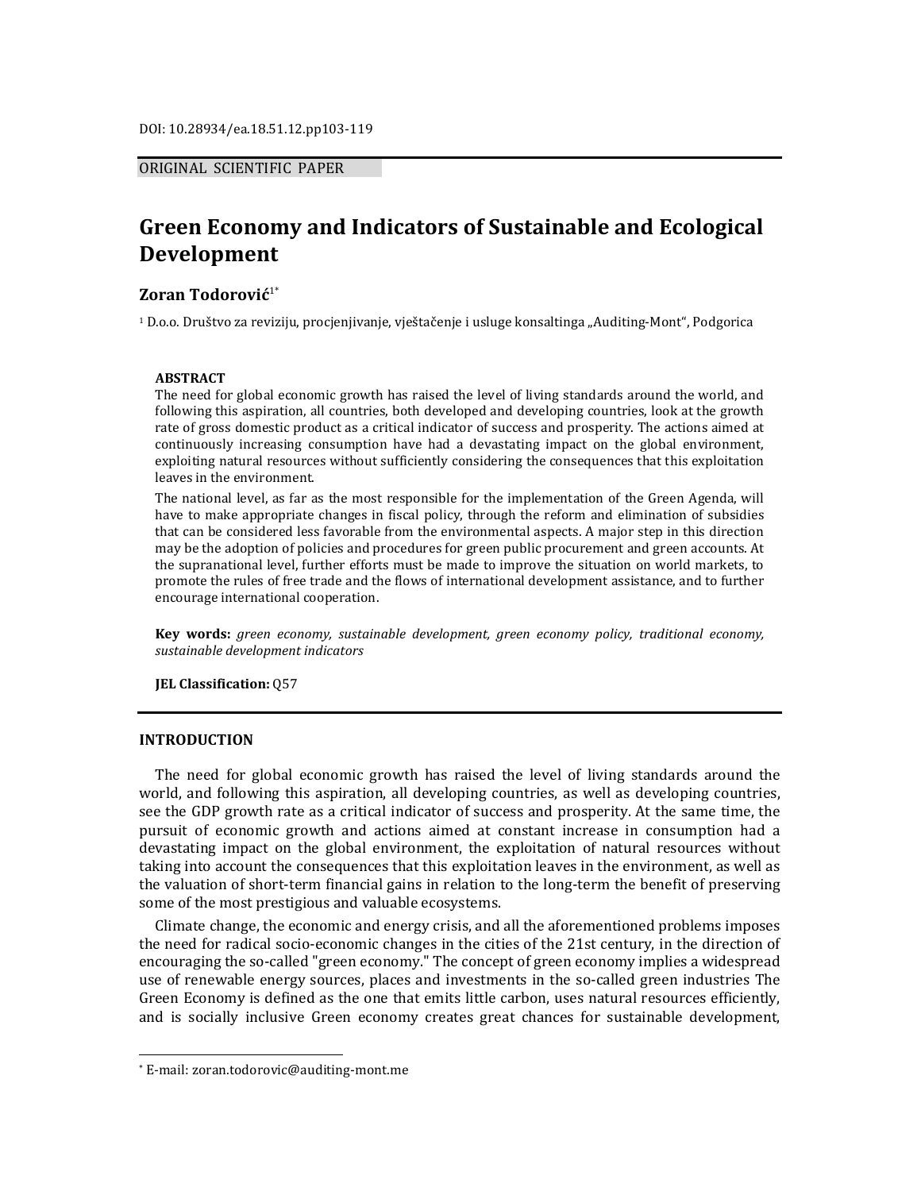DOI: 10.28934/ea.18.51.12.pp103-119

ORIGINAL SCIENTIFIC PAPER

# Green Economy and Indicators of Sustainable and Ecological Development

**Zoran Todorović**[1*]

[1] D.o.o. Društvo za reviziju, procjenjivanje, vještačenje i usluge konsaltinga „Auditing-Mont", Podgorica

**ABSTRACT**

The need for global economic growth has raised the level of living standards around the world, and following this aspiration, all countries, both developed and developing countries, look at the growth rate of gross domestic product as a critical indicator of success and prosperity. The actions aimed at continuously increasing consumption have had a devastating impact on the global environment, exploiting natural resources without sufficiently considering the consequences that this exploitation leaves in the environment.

The national level, as far as the most responsible for the implementation of the Green Agenda, will have to make appropriate changes in fiscal policy, through the reform and elimination of subsidies that can be considered less favorable from the environmental aspects. A major step in this direction may be the adoption of policies and procedures for green public procurement and green accounts. At the supranational level, further efforts must be made to improve the situation on world markets, to promote the rules of free trade and the flows of international development assistance, and to further encourage international cooperation.

**Key words:** *green economy, sustainable development, green economy policy, traditional economy, sustainable development indicators*

**JEL Classification:** Q57

## INTRODUCTION

The need for global economic growth has raised the level of living standards around the world, and following this aspiration, all developing countries, as well as developing countries, see the GDP growth rate as a critical indicator of success and prosperity. At the same time, the pursuit of economic growth and actions aimed at constant increase in consumption had a devastating impact on the global environment, the exploitation of natural resources without taking into account the consequences that this exploitation leaves in the environment, as well as the valuation of short-term financial gains in relation to the long-term the benefit of preserving some of the most prestigious and valuable ecosystems.

Climate change, the economic and energy crisis, and all the aforementioned problems imposes the need for radical socio-economic changes in the cities of the 21st century, in the direction of encouraging the so-called "green economy." The concept of green economy implies a widespread use of renewable energy sources, places and investments in the so-called green industries The Green Economy is defined as the one that emits little carbon, uses natural resources efficiently, and is socially inclusive Green economy creates great chances for sustainable development,

[*] E-mail: zoran.todorovic@auditing-mont.me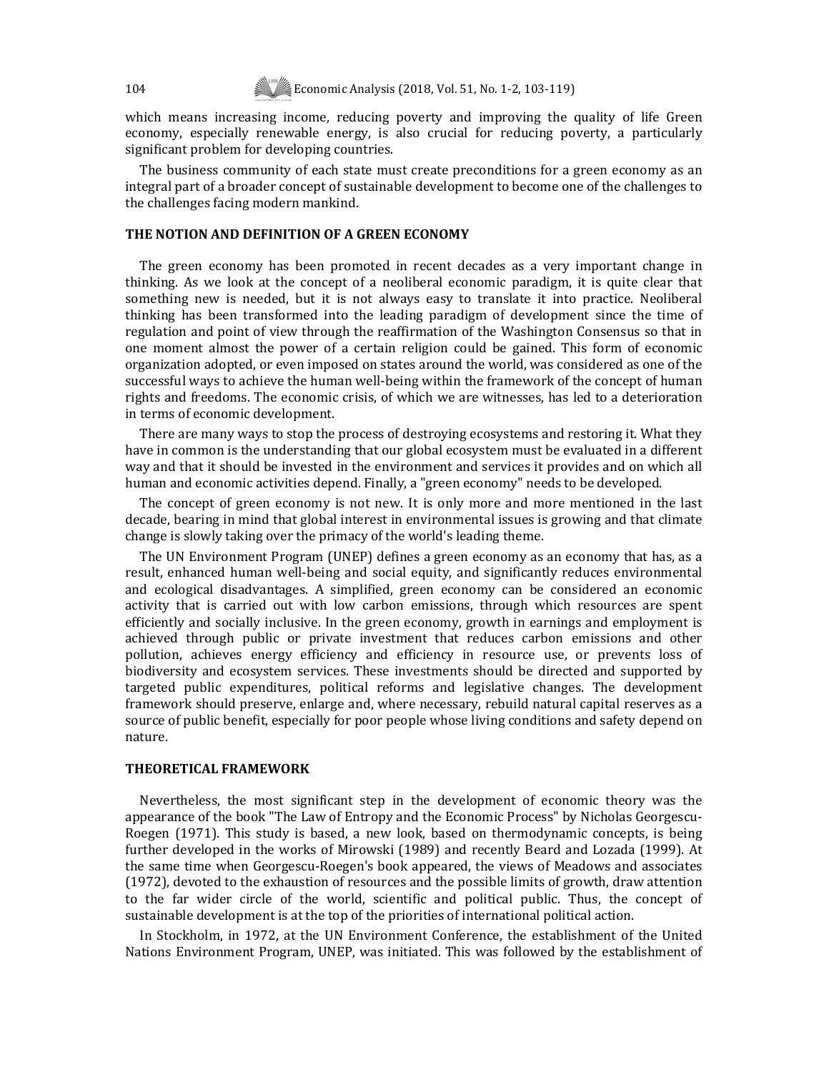which means increasing income, reducing poverty and improving the quality of life Green economy, especially renewable energy, is also crucial for reducing poverty, a particularly significant problem for developing countries.

The business community of each state must create preconditions for a green economy as an integral part of a broader concept of sustainable development to become one of the challenges to the challenges facing modern mankind.

## THE NOTION AND DEFINITION OF A GREEN ECONOMY

The green economy has been promoted in recent decades as a very important change in thinking. As we look at the concept of a neoliberal economic paradigm, it is quite clear that something new is needed, but it is not always easy to translate it into practice. Neoliberal thinking has been transformed into the leading paradigm of development since the time of regulation and point of view through the reaffirmation of the Washington Consensus so that in one moment almost the power of a certain religion could be gained. This form of economic organization adopted, or even imposed on states around the world, was considered as one of the successful ways to achieve the human well-being within the framework of the concept of human rights and freedoms. The economic crisis, of which we are witnesses, has led to a deterioration in terms of economic development.

There are many ways to stop the process of destroying ecosystems and restoring it. What they have in common is the understanding that our global ecosystem must be evaluated in a different way and that it should be invested in the environment and services it provides and on which all human and economic activities depend. Finally, a "green economy" needs to be developed.

The concept of green economy is not new. It is only more and more mentioned in the last decade, bearing in mind that global interest in environmental issues is growing and that climate change is slowly taking over the primacy of the world's leading theme.

The UN Environment Program (UNEP) defines a green economy as an economy that has, as a result, enhanced human well-being and social equity, and significantly reduces environmental and ecological disadvantages. A simplified, green economy can be considered an economic activity that is carried out with low carbon emissions, through which resources are spent efficiently and socially inclusive. In the green economy, growth in earnings and employment is achieved through public or private investment that reduces carbon emissions and other pollution, achieves energy efficiency and efficiency in resource use, or prevents loss of biodiversity and ecosystem services. These investments should be directed and supported by targeted public expenditures, political reforms and legislative changes. The development framework should preserve, enlarge and, where necessary, rebuild natural capital reserves as a source of public benefit, especially for poor people whose living conditions and safety depend on nature.

## THEORETICAL FRAMEWORK

Nevertheless, the most significant step in the development of economic theory was the appearance of the book "The Law of Entropy and the Economic Process" by Nicholas Georgescu-Roegen (1971). This study is based, a new look, based on thermodynamic concepts, is being further developed in the works of Mirowski (1989) and recently Beard and Lozada (1999). At the same time when Georgescu-Roegen's book appeared, the views of Meadows and associates (1972), devoted to the exhaustion of resources and the possible limits of growth, draw attention to the far wider circle of the world, scientific and political public. Thus, the concept of sustainable development is at the top of the priorities of international political action.

In Stockholm, in 1972, at the UN Environment Conference, the establishment of the United Nations Environment Program, UNEP, was initiated. This was followed by the establishment of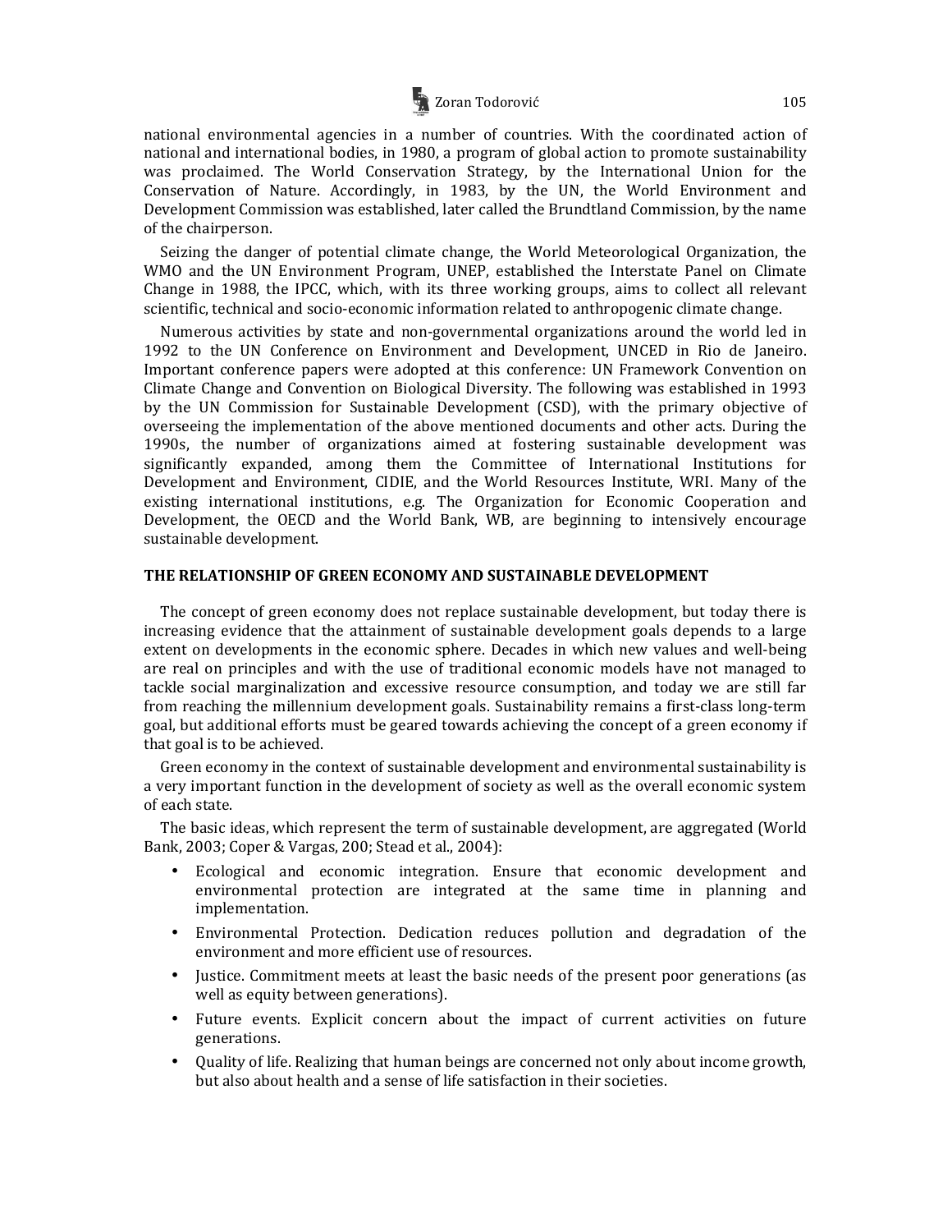national environmental agencies in a number of countries. With the coordinated action of national and international bodies, in 1980, a program of global action to promote sustainability was proclaimed. The World Conservation Strategy, by the International Union for the Conservation of Nature. Accordingly, in 1983, by the UN, the World Environment and Development Commission was established, later called the Brundtland Commission, by the name of the chairperson.

Seizing the danger of potential climate change, the World Meteorological Organization, the WMO and the UN Environment Program, UNEP, established the Interstate Panel on Climate Change in 1988, the IPCC, which, with its three working groups, aims to collect all relevant scientific, technical and socio-economic information related to anthropogenic climate change.

Numerous activities by state and non-governmental organizations around the world led in 1992 to the UN Conference on Environment and Development, UNCED in Rio de Janeiro. Important conference papers were adopted at this conference: UN Framework Convention on Climate Change and Convention on Biological Diversity. The following was established in 1993 by the UN Commission for Sustainable Development (CSD), with the primary objective of overseeing the implementation of the above mentioned documents and other acts. During the 1990s, the number of organizations aimed at fostering sustainable development was significantly expanded, among them the Committee of International Institutions for Development and Environment, CIDIE, and the World Resources Institute, WRI. Many of the existing international institutions, e.g. The Organization for Economic Cooperation and Development, the OECD and the World Bank, WB, are beginning to intensively encourage sustainable development.

## THE RELATIONSHIP OF GREEN ECONOMY AND SUSTAINABLE DEVELOPMENT

The concept of green economy does not replace sustainable development, but today there is increasing evidence that the attainment of sustainable development goals depends to a large extent on developments in the economic sphere. Decades in which new values and well-being are real on principles and with the use of traditional economic models have not managed to tackle social marginalization and excessive resource consumption, and today we are still far from reaching the millennium development goals. Sustainability remains a first-class long-term goal, but additional efforts must be geared towards achieving the concept of a green economy if that goal is to be achieved.

Green economy in the context of sustainable development and environmental sustainability is a very important function in the development of society as well as the overall economic system of each state.

The basic ideas, which represent the term of sustainable development, are aggregated (World Bank, 2003; Coper & Vargas, 200; Stead et al., 2004):

- Ecological and economic integration. Ensure that economic development and environmental protection are integrated at the same time in planning and implementation.
- Environmental Protection. Dedication reduces pollution and degradation of the environment and more efficient use of resources.
- Justice. Commitment meets at least the basic needs of the present poor generations (as well as equity between generations).
- Future events. Explicit concern about the impact of current activities on future generations.
- Quality of life. Realizing that human beings are concerned not only about income growth, but also about health and a sense of life satisfaction in their societies.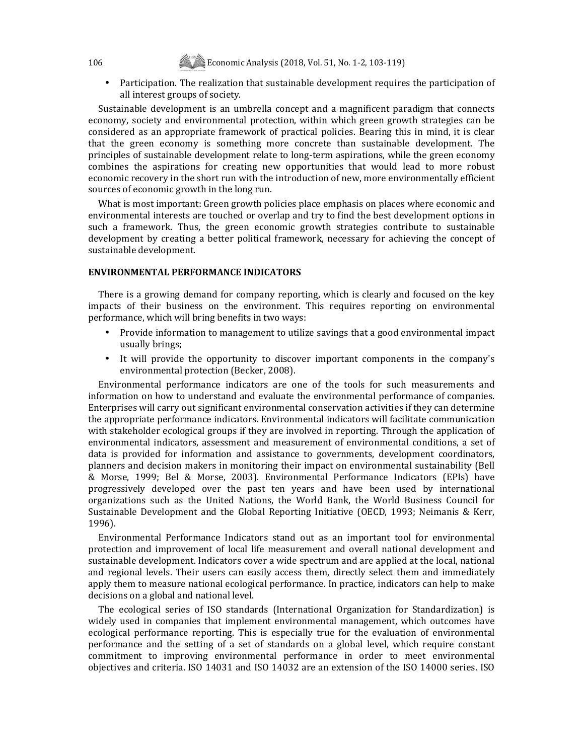- Participation. The realization that sustainable development requires the participation of all interest groups of society.

Sustainable development is an umbrella concept and a magnificent paradigm that connects economy, society and environmental protection, within which green growth strategies can be considered as an appropriate framework of practical policies. Bearing this in mind, it is clear that the green economy is something more concrete than sustainable development. The principles of sustainable development relate to long-term aspirations, while the green economy combines the aspirations for creating new opportunities that would lead to more robust economic recovery in the short run with the introduction of new, more environmentally efficient sources of economic growth in the long run.

What is most important: Green growth policies place emphasis on places where economic and environmental interests are touched or overlap and try to find the best development options in such a framework. Thus, the green economic growth strategies contribute to sustainable development by creating a better political framework, necessary for achieving the concept of sustainable development.

## ENVIRONMENTAL PERFORMANCE INDICATORS

There is a growing demand for company reporting, which is clearly and focused on the key impacts of their business on the environment. This requires reporting on environmental performance, which will bring benefits in two ways:

- Provide information to management to utilize savings that a good environmental impact usually brings;
- It will provide the opportunity to discover important components in the company's environmental protection (Becker, 2008).

Environmental performance indicators are one of the tools for such measurements and information on how to understand and evaluate the environmental performance of companies. Enterprises will carry out significant environmental conservation activities if they can determine the appropriate performance indicators. Environmental indicators will facilitate communication with stakeholder ecological groups if they are involved in reporting. Through the application of environmental indicators, assessment and measurement of environmental conditions, a set of data is provided for information and assistance to governments, development coordinators, planners and decision makers in monitoring their impact on environmental sustainability (Bell & Morse, 1999; Bel & Morse, 2003). Environmental Performance Indicators (EPIs) have progressively developed over the past ten years and have been used by international organizations such as the United Nations, the World Bank, the World Business Council for Sustainable Development and the Global Reporting Initiative (OECD, 1993; Neimanis & Kerr, 1996).

Environmental Performance Indicators stand out as an important tool for environmental protection and improvement of local life measurement and overall national development and sustainable development. Indicators cover a wide spectrum and are applied at the local, national and regional levels. Their users can easily access them, directly select them and immediately apply them to measure national ecological performance. In practice, indicators can help to make decisions on a global and national level.

The ecological series of ISO standards (International Organization for Standardization) is widely used in companies that implement environmental management, which outcomes have ecological performance reporting. This is especially true for the evaluation of environmental performance and the setting of a set of standards on a global level, which require constant commitment to improving environmental performance in order to meet environmental objectives and criteria. ISO 14031 and ISO 14032 are an extension of the ISO 14000 series. ISO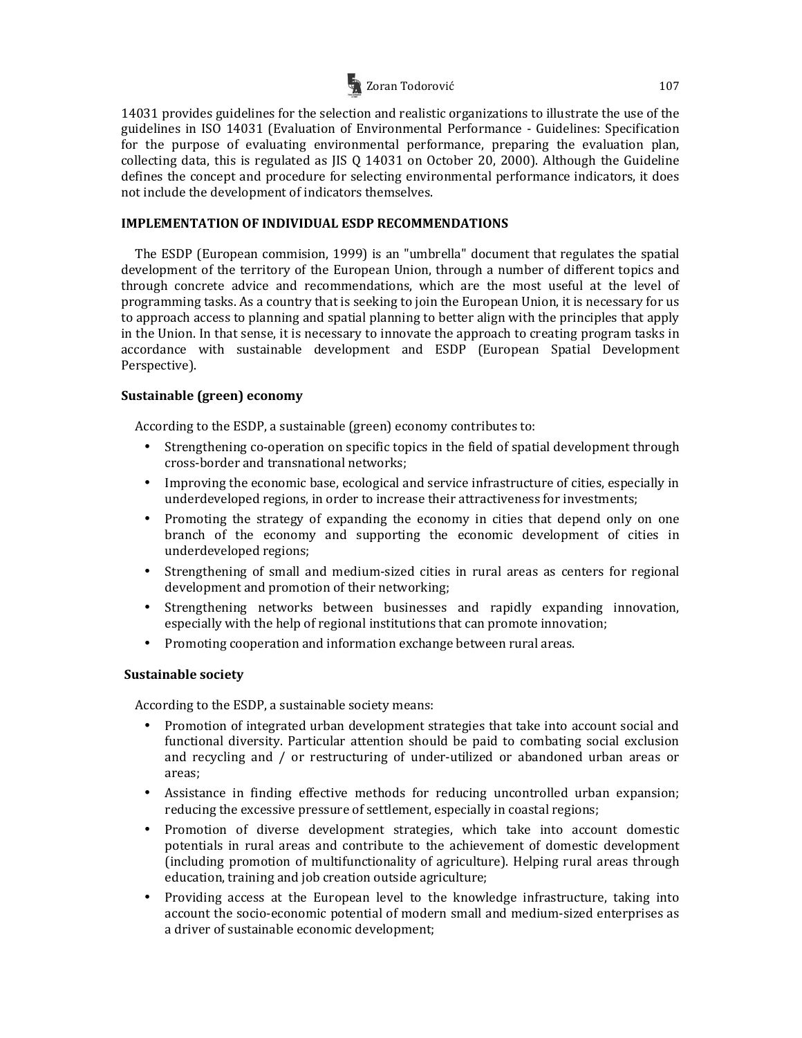14031 provides guidelines for the selection and realistic organizations to illustrate the use of the guidelines in ISO 14031 (Evaluation of Environmental Performance - Guidelines: Specification for the purpose of evaluating environmental performance, preparing the evaluation plan, collecting data, this is regulated as JIS Q 14031 on October 20, 2000). Although the Guideline defines the concept and procedure for selecting environmental performance indicators, it does not include the development of indicators themselves.

## IMPLEMENTATION OF INDIVIDUAL ESDP RECOMMENDATIONS

The ESDP (European commision, 1999) is an "umbrella" document that regulates the spatial development of the territory of the European Union, through a number of different topics and through concrete advice and recommendations, which are the most useful at the level of programming tasks. As a country that is seeking to join the European Union, it is necessary for us to approach access to planning and spatial planning to better align with the principles that apply in the Union. In that sense, it is necessary to innovate the approach to creating program tasks in accordance with sustainable development and ESDP (European Spatial Development Perspective).

### Sustainable (green) economy

According to the ESDP, a sustainable (green) economy contributes to:

- Strengthening co-operation on specific topics in the field of spatial development through cross-border and transnational networks;
- Improving the economic base, ecological and service infrastructure of cities, especially in underdeveloped regions, in order to increase their attractiveness for investments;
- Promoting the strategy of expanding the economy in cities that depend only on one branch of the economy and supporting the economic development of cities in underdeveloped regions;
- Strengthening of small and medium-sized cities in rural areas as centers for regional development and promotion of their networking;
- Strengthening networks between businesses and rapidly expanding innovation, especially with the help of regional institutions that can promote innovation;
- Promoting cooperation and information exchange between rural areas.

### Sustainable society

According to the ESDP, a sustainable society means:

- Promotion of integrated urban development strategies that take into account social and functional diversity. Particular attention should be paid to combating social exclusion and recycling and / or restructuring of under-utilized or abandoned urban areas or areas;
- Assistance in finding effective methods for reducing uncontrolled urban expansion; reducing the excessive pressure of settlement, especially in coastal regions;
- Promotion of diverse development strategies, which take into account domestic potentials in rural areas and contribute to the achievement of domestic development (including promotion of multifunctionality of agriculture). Helping rural areas through education, training and job creation outside agriculture;
- Providing access at the European level to the knowledge infrastructure, taking into account the socio-economic potential of modern small and medium-sized enterprises as a driver of sustainable economic development;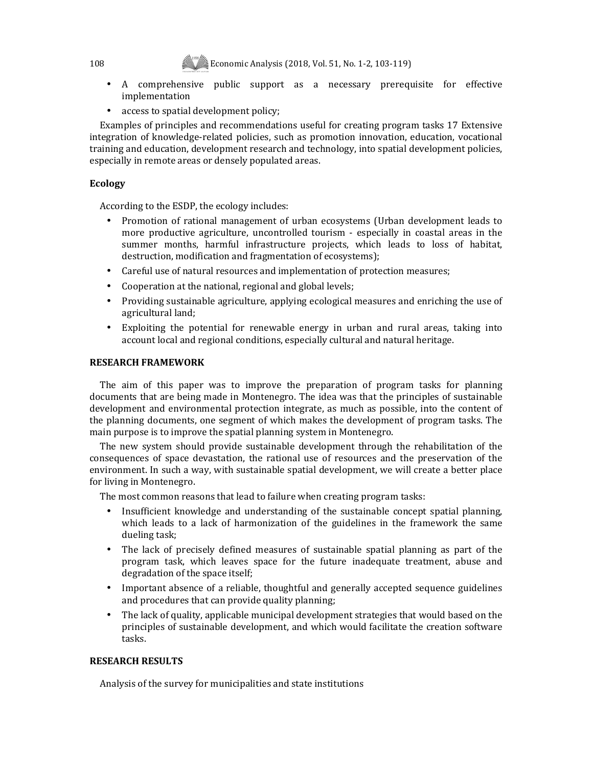- A comprehensive public support as a necessary prerequisite for effective implementation
- access to spatial development policy;

Examples of principles and recommendations useful for creating program tasks 17 Extensive integration of knowledge-related policies, such as promotion innovation, education, vocational training and education, development research and technology, into spatial development policies, especially in remote areas or densely populated areas.

### Ecology

According to the ESDP, the ecology includes:

- Promotion of rational management of urban ecosystems (Urban development leads to more productive agriculture, uncontrolled tourism - especially in coastal areas in the summer months, harmful infrastructure projects, which leads to loss of habitat, destruction, modification and fragmentation of ecosystems);
- Careful use of natural resources and implementation of protection measures;
- Cooperation at the national, regional and global levels;
- Providing sustainable agriculture, applying ecological measures and enriching the use of agricultural land;
- Exploiting the potential for renewable energy in urban and rural areas, taking into account local and regional conditions, especially cultural and natural heritage.

## RESEARCH FRAMEWORK

The aim of this paper was to improve the preparation of program tasks for planning documents that are being made in Montenegro. The idea was that the principles of sustainable development and environmental protection integrate, as much as possible, into the content of the planning documents, one segment of which makes the development of program tasks. The main purpose is to improve the spatial planning system in Montenegro.

The new system should provide sustainable development through the rehabilitation of the consequences of space devastation, the rational use of resources and the preservation of the environment. In such a way, with sustainable spatial development, we will create a better place for living in Montenegro.

The most common reasons that lead to failure when creating program tasks:

- Insufficient knowledge and understanding of the sustainable concept spatial planning, which leads to a lack of harmonization of the guidelines in the framework the same dueling task;
- The lack of precisely defined measures of sustainable spatial planning as part of the program task, which leaves space for the future inadequate treatment, abuse and degradation of the space itself;
- Important absence of a reliable, thoughtful and generally accepted sequence guidelines and procedures that can provide quality planning;
- The lack of quality, applicable municipal development strategies that would based on the principles of sustainable development, and which would facilitate the creation software tasks.

## RESEARCH RESULTS

Analysis of the survey for municipalities and state institutions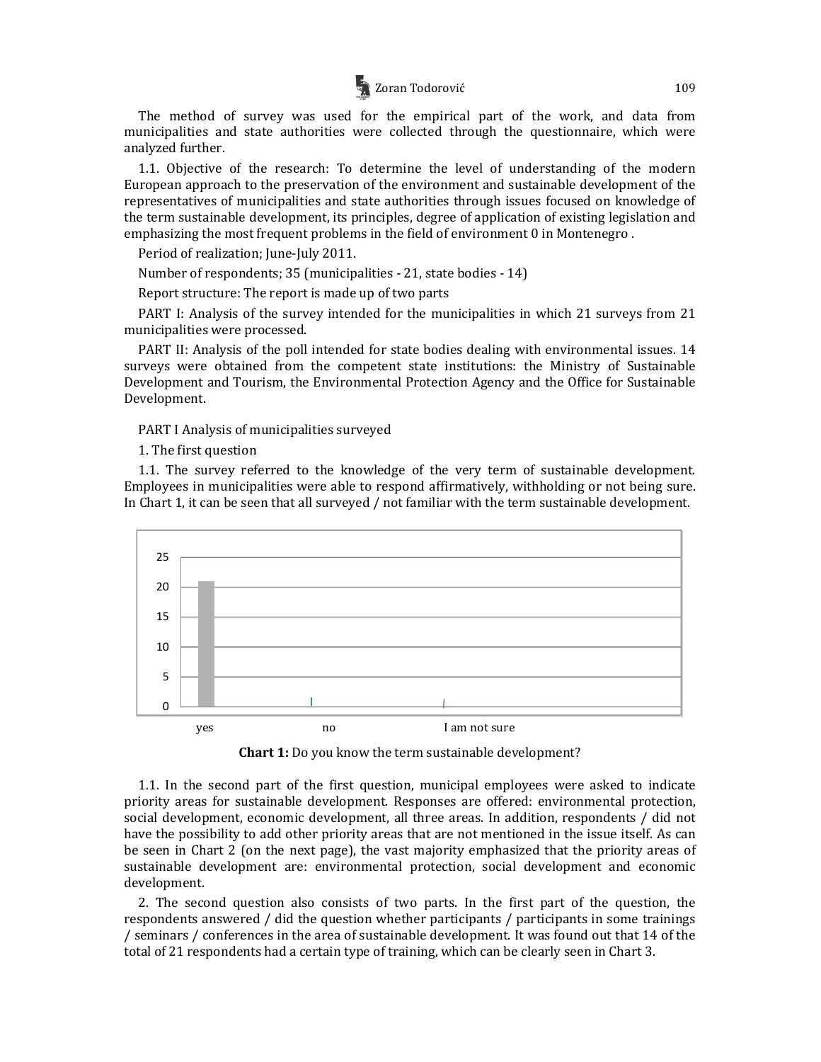The method of survey was used for the empirical part of the work, and data from municipalities and state authorities were collected through the questionnaire, which were analyzed further.

1.1. Objective of the research: To determine the level of understanding of the modern European approach to the preservation of the environment and sustainable development of the representatives of municipalities and state authorities through issues focused on knowledge of the term sustainable development, its principles, degree of application of existing legislation and emphasizing the most frequent problems in the field of environment 0 in Montenegro .

Period of realization; June-July 2011.

Number of respondents; 35 (municipalities - 21, state bodies - 14)

Report structure: The report is made up of two parts

PART I: Analysis of the survey intended for the municipalities in which 21 surveys from 21 municipalities were processed.

PART II: Analysis of the poll intended for state bodies dealing with environmental issues. 14 surveys were obtained from the competent state institutions: the Ministry of Sustainable Development and Tourism, the Environmental Protection Agency and the Office for Sustainable Development.

PART I Analysis of municipalities surveyed

1. The first question

1.1. The survey referred to the knowledge of the very term of sustainable development. Employees in municipalities were able to respond affirmatively, withholding or not being sure. In Chart 1, it can be seen that all surveyed / not familiar with the term sustainable development.

**Chart 1:** Do you know the term sustainable development?

1.1. In the second part of the first question, municipal employees were asked to indicate priority areas for sustainable development. Responses are offered: environmental protection, social development, economic development, all three areas. In addition, respondents / did not have the possibility to add other priority areas that are not mentioned in the issue itself. As can be seen in Chart 2 (on the next page), the vast majority emphasized that the priority areas of sustainable development are: environmental protection, social development and economic development.

2. The second question also consists of two parts. In the first part of the question, the respondents answered / did the question whether participants / participants in some trainings / seminars / conferences in the area of sustainable development. It was found out that 14 of the total of 21 respondents had a certain type of training, which can be clearly seen in Chart 3.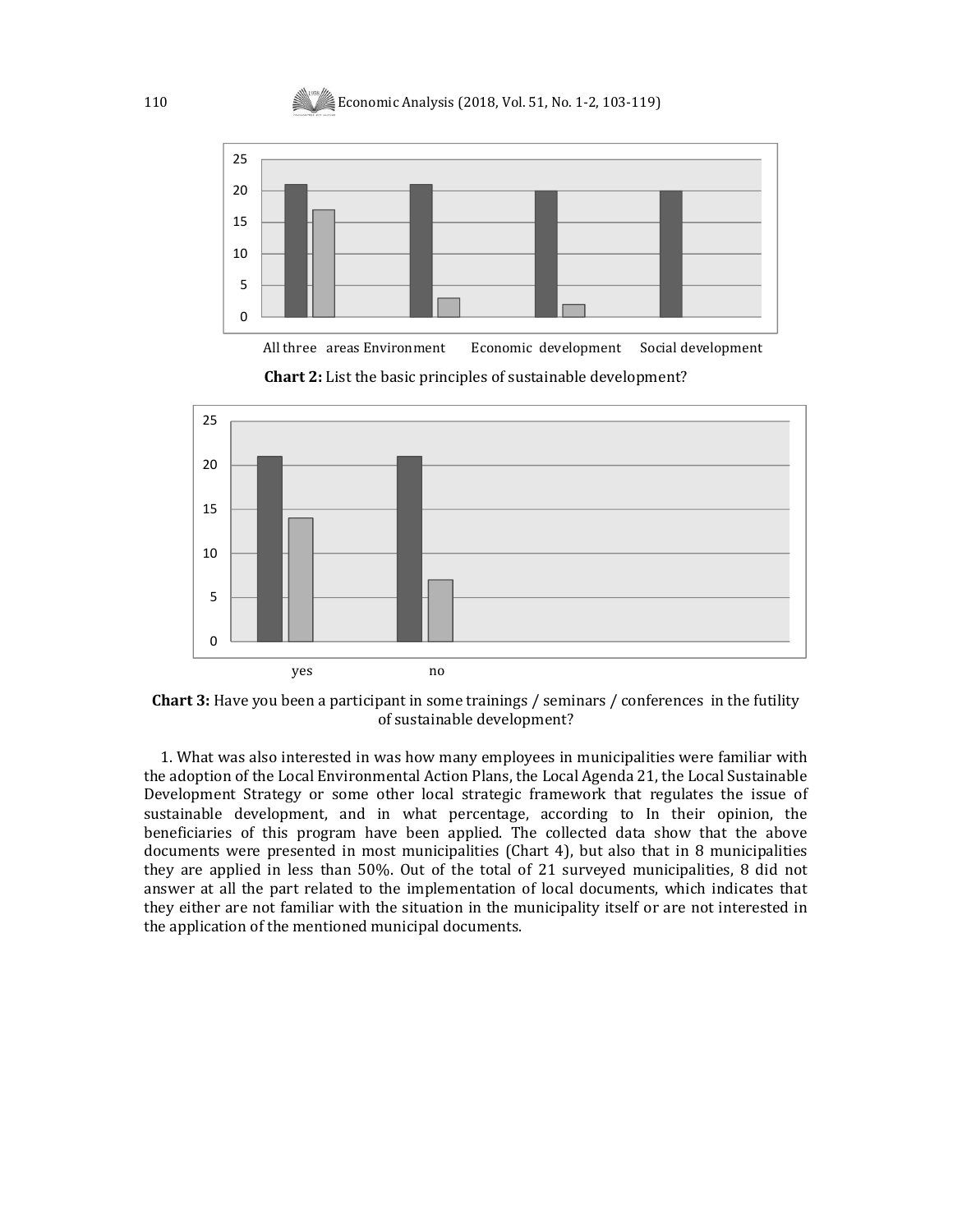| | All three areas | Environment | Economic development | Social development |
|---|---|---|---|---|
| Series 1 | 21 | 21 | 20 | 20 |
| Series 2 | 17 | 3 | 2 | |

**Chart 2:** List the basic principles of sustainable development?

| | yes | no |
|---|---|---|
| Series 1 | 21 | 21 |
| Series 2 | 14 | 7 |

**Chart 3:** Have you been a participant in some trainings / seminars / conferences in the futility of sustainable development?

1. What was also interested in was how many employees in municipalities were familiar with the adoption of the Local Environmental Action Plans, the Local Agenda 21, the Local Sustainable Development Strategy or some other local strategic framework that regulates the issue of sustainable development, and in what percentage, according to In their opinion, the beneficiaries of this program have been applied. The collected data show that the above documents were presented in most municipalities (Chart 4), but also that in 8 municipalities they are applied in less than 50%. Out of the total of 21 surveyed municipalities, 8 did not answer at all the part related to the implementation of local documents, which indicates that they either are not familiar with the situation in the municipality itself or are not interested in the application of the mentioned municipal documents.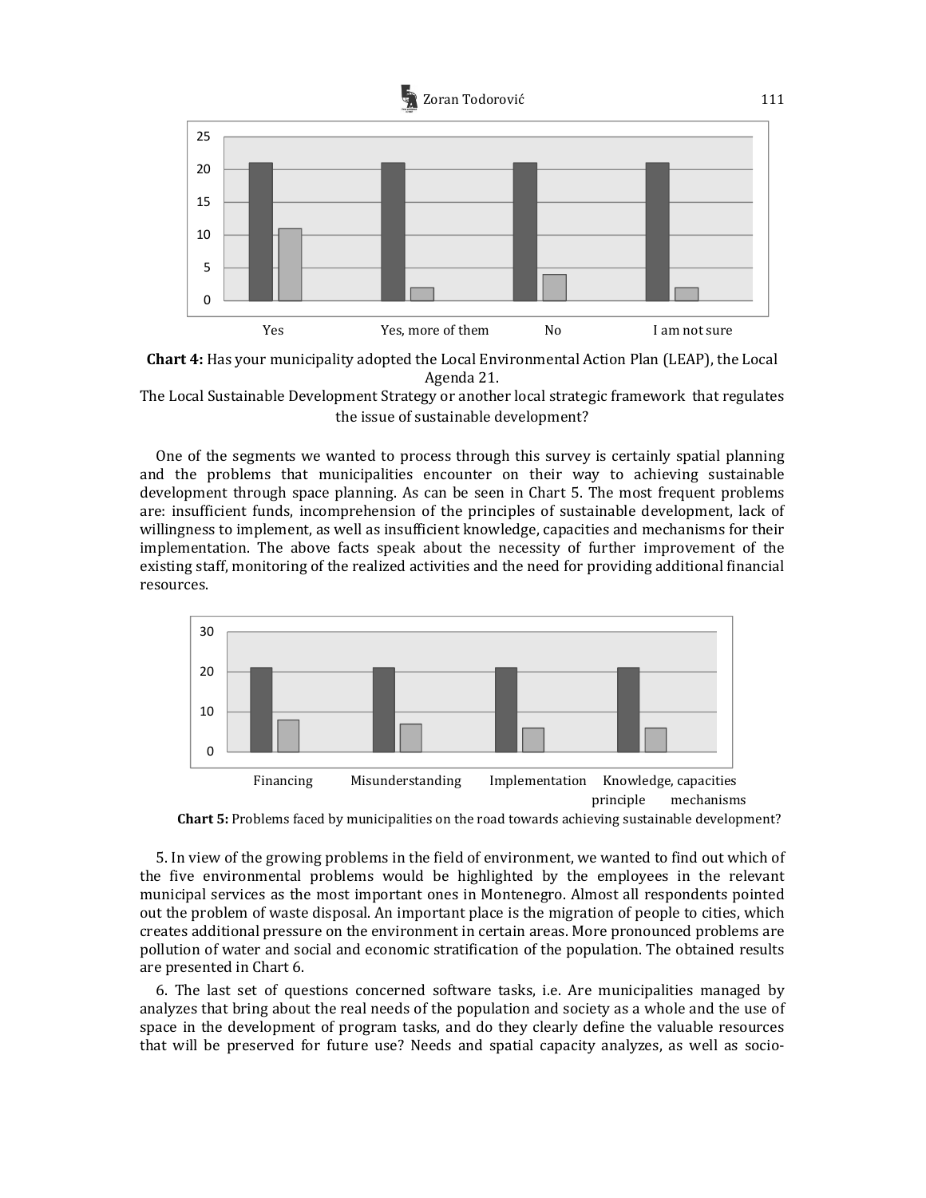**Chart 4:** Has your municipality adopted the Local Environmental Action Plan (LEAP), the Local Agenda 21.
The Local Sustainable Development Strategy or another local strategic framework that regulates the issue of sustainable development?

One of the segments we wanted to process through this survey is certainly spatial planning and the problems that municipalities encounter on their way to achieving sustainable development through space planning. As can be seen in Chart 5. The most frequent problems are: insufficient funds, incomprehension of the principles of sustainable development, lack of willingness to implement, as well as insufficient knowledge, capacities and mechanisms for their implementation. The above facts speak about the necessity of further improvement of the existing staff, monitoring of the realized activities and the need for providing additional financial resources.

**Chart 5:** Problems faced by municipalities on the road towards achieving sustainable development?

5. In view of the growing problems in the field of environment, we wanted to find out which of the five environmental problems would be highlighted by the employees in the relevant municipal services as the most important ones in Montenegro. Almost all respondents pointed out the problem of waste disposal. An important place is the migration of people to cities, which creates additional pressure on the environment in certain areas. More pronounced problems are pollution of water and social and economic stratification of the population. The obtained results are presented in Chart 6.

6. The last set of questions concerned software tasks, i.e. Are municipalities managed by analyzes that bring about the real needs of the population and society as a whole and the use of space in the development of program tasks, and do they clearly define the valuable resources that will be preserved for future use? Needs and spatial capacity analyzes, as well as socio-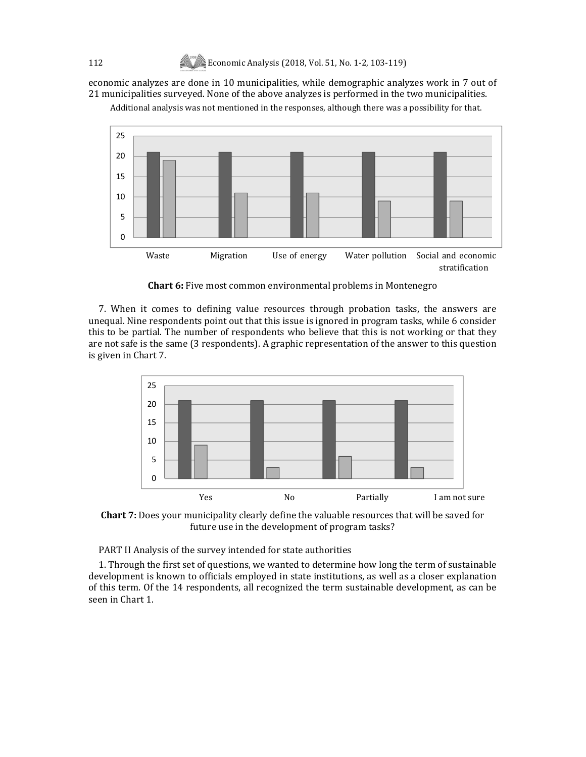economic analyzes are done in 10 municipalities, while demographic analyzes work in 7 out of 21 municipalities surveyed. None of the above analyzes is performed in the two municipalities.

Additional analysis was not mentioned in the responses, although there was a possibility for that.

**Chart 6:** Five most common environmental problems in Montenegro

7. When it comes to defining value resources through probation tasks, the answers are unequal. Nine respondents point out that this issue is ignored in program tasks, while 6 consider this to be partial. The number of respondents who believe that this is not working or that they are not safe is the same (3 respondents). A graphic representation of the answer to this question is given in Chart 7.

**Chart 7:** Does your municipality clearly define the valuable resources that will be saved for future use in the development of program tasks?

PART II Analysis of the survey intended for state authorities

1. Through the first set of questions, we wanted to determine how long the term of sustainable development is known to officials employed in state institutions, as well as a closer explanation of this term. Of the 14 respondents, all recognized the term sustainable development, as can be seen in Chart 1.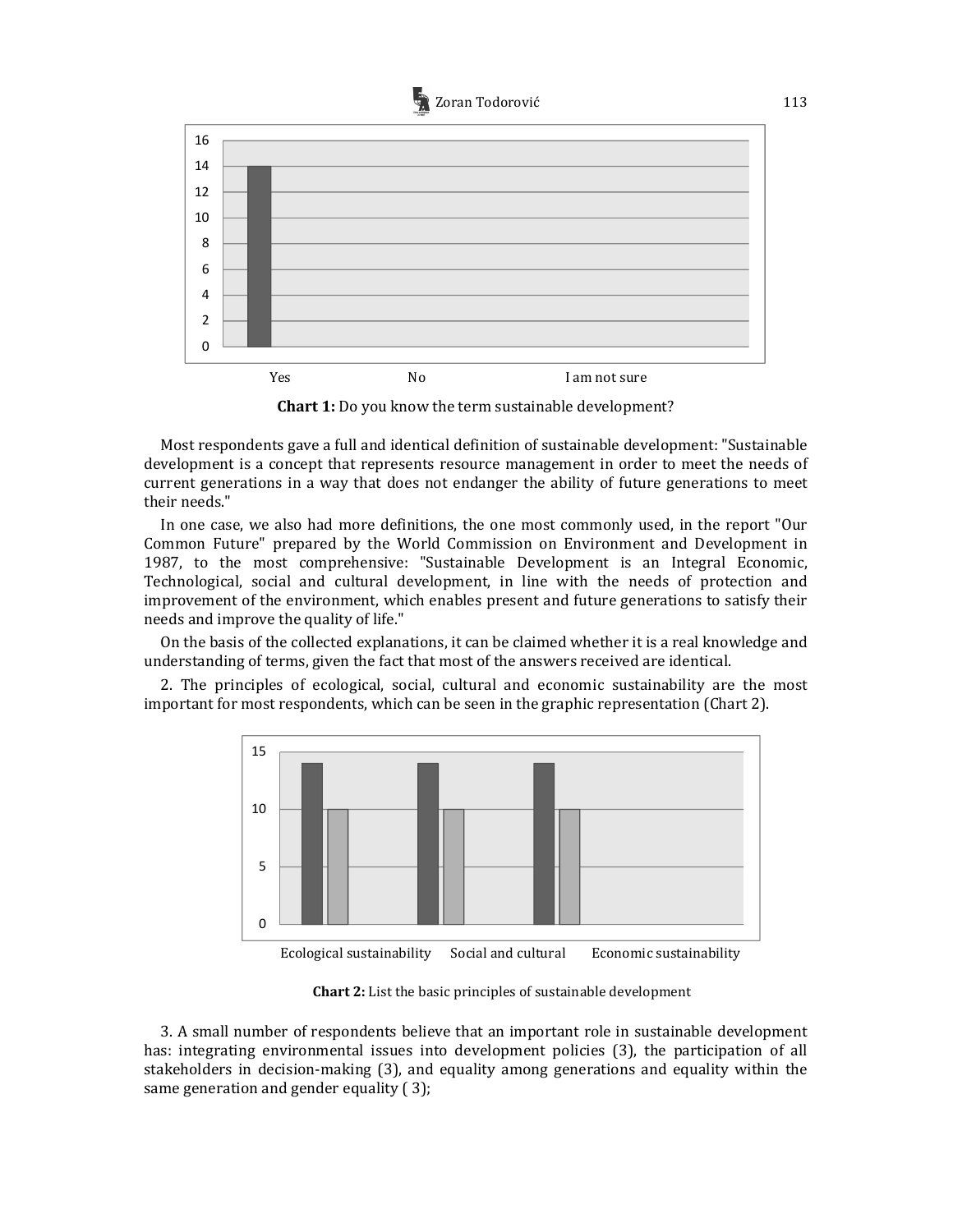**Chart 1:** Do you know the term sustainable development?

Most respondents gave a full and identical definition of sustainable development: "Sustainable development is a concept that represents resource management in order to meet the needs of current generations in a way that does not endanger the ability of future generations to meet their needs."

In one case, we also had more definitions, the one most commonly used, in the report "Our Common Future" prepared by the World Commission on Environment and Development in 1987, to the most comprehensive: "Sustainable Development is an Integral Economic, Technological, social and cultural development, in line with the needs of protection and improvement of the environment, which enables present and future generations to satisfy their needs and improve the quality of life."

On the basis of the collected explanations, it can be claimed whether it is a real knowledge and understanding of terms, given the fact that most of the answers received are identical.

2. The principles of ecological, social, cultural and economic sustainability are the most important for most respondents, which can be seen in the graphic representation (Chart 2).

**Chart 2:** List the basic principles of sustainable development

3. A small number of respondents believe that an important role in sustainable development has: integrating environmental issues into development policies (3), the participation of all stakeholders in decision-making (3), and equality among generations and equality within the same generation and gender equality ( 3);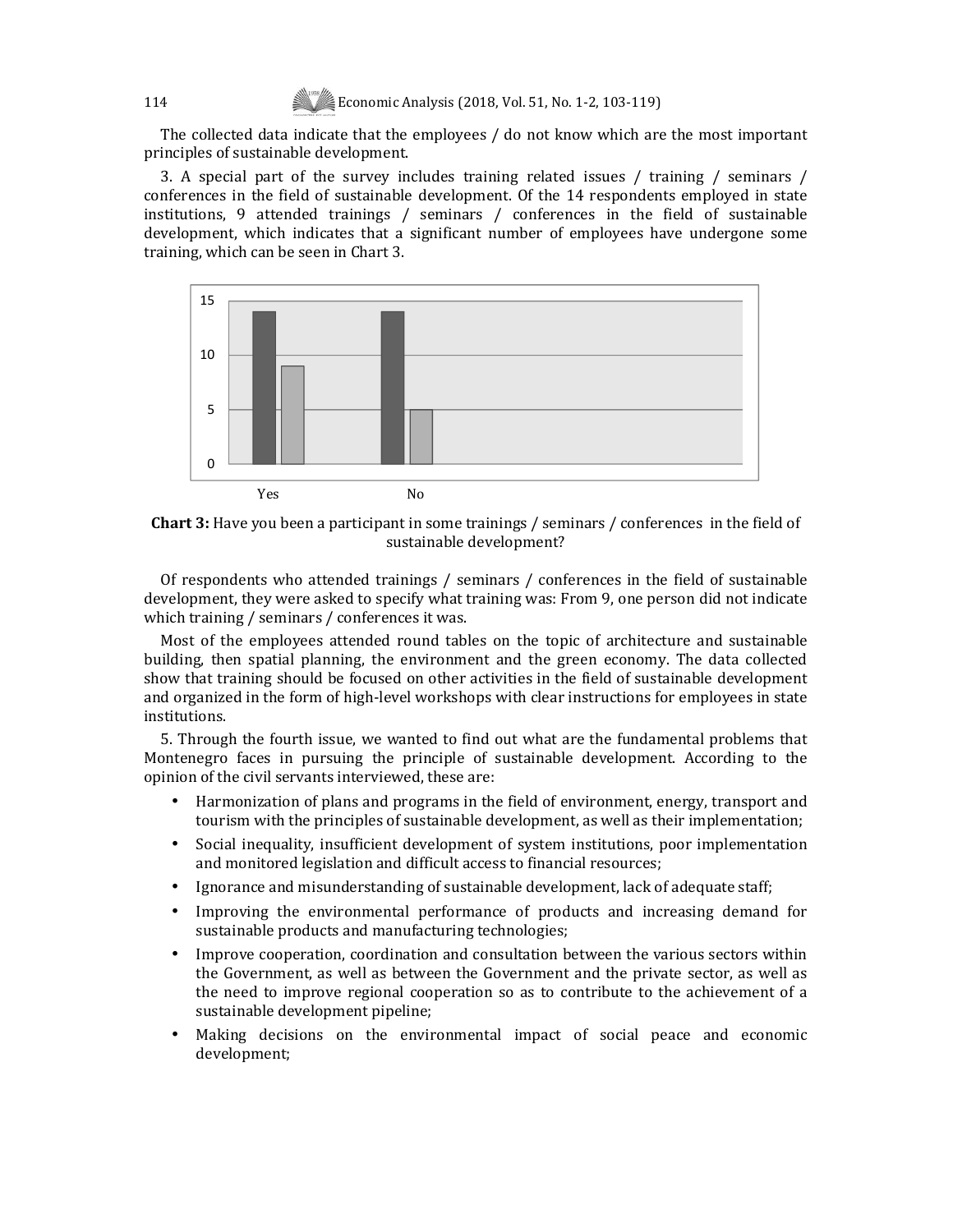The collected data indicate that the employees / do not know which are the most important principles of sustainable development.

3. A special part of the survey includes training related issues / training / seminars / conferences in the field of sustainable development. Of the 14 respondents employed in state institutions, 9 attended trainings / seminars / conferences in the field of sustainable development, which indicates that a significant number of employees have undergone some training, which can be seen in Chart 3.

**Chart 3:** Have you been a participant in some trainings / seminars / conferences in the field of sustainable development?

Of respondents who attended trainings / seminars / conferences in the field of sustainable development, they were asked to specify what training was: From 9, one person did not indicate which training / seminars / conferences it was.

Most of the employees attended round tables on the topic of architecture and sustainable building, then spatial planning, the environment and the green economy. The data collected show that training should be focused on other activities in the field of sustainable development and organized in the form of high-level workshops with clear instructions for employees in state institutions.

5. Through the fourth issue, we wanted to find out what are the fundamental problems that Montenegro faces in pursuing the principle of sustainable development. According to the opinion of the civil servants interviewed, these are:

- Harmonization of plans and programs in the field of environment, energy, transport and tourism with the principles of sustainable development, as well as their implementation;
- Social inequality, insufficient development of system institutions, poor implementation and monitored legislation and difficult access to financial resources;
- Ignorance and misunderstanding of sustainable development, lack of adequate staff;
- Improving the environmental performance of products and increasing demand for sustainable products and manufacturing technologies;
- Improve cooperation, coordination and consultation between the various sectors within the Government, as well as between the Government and the private sector, as well as the need to improve regional cooperation so as to contribute to the achievement of a sustainable development pipeline;
- Making decisions on the environmental impact of social peace and economic development;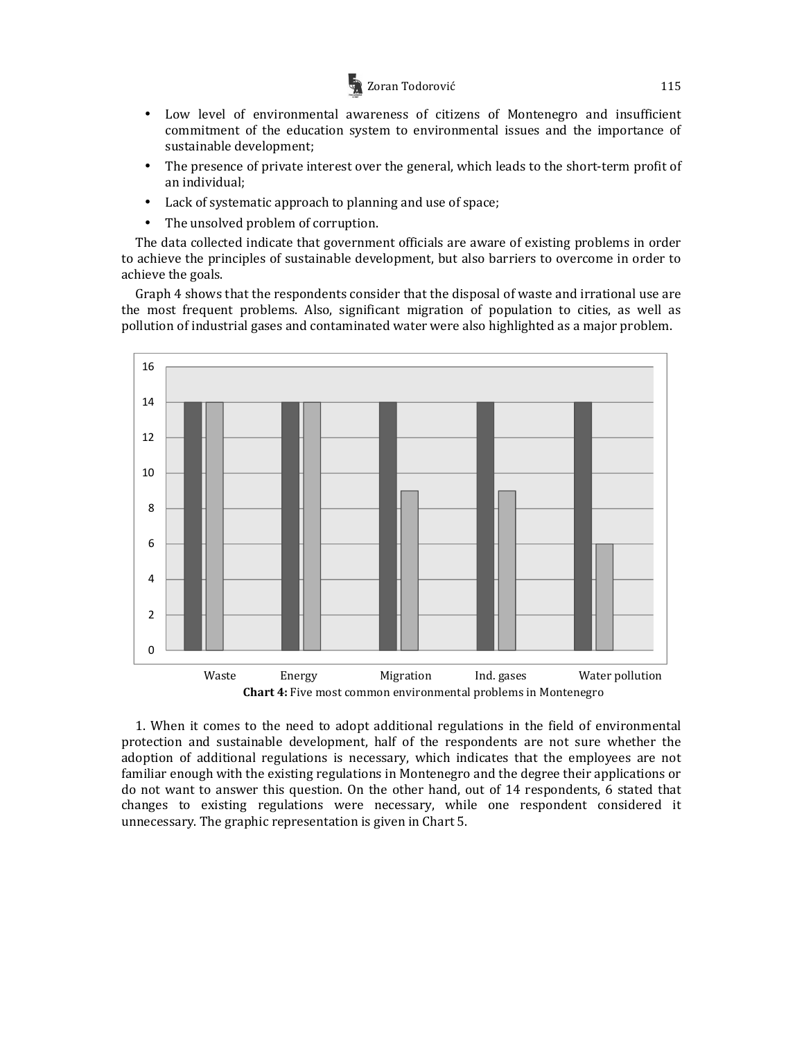- Low level of environmental awareness of citizens of Montenegro and insufficient commitment of the education system to environmental issues and the importance of sustainable development;
- The presence of private interest over the general, which leads to the short-term profit of an individual;
- Lack of systematic approach to planning and use of space;
- The unsolved problem of corruption.

The data collected indicate that government officials are aware of existing problems in order to achieve the principles of sustainable development, but also barriers to overcome in order to achieve the goals.

Graph 4 shows that the respondents consider that the disposal of waste and irrational use are the most frequent problems. Also, significant migration of population to cities, as well as pollution of industrial gases and contaminated water were also highlighted as a major problem.

| | Waste | Energy | Migration | Ind. gases | Water pollution |
|---|---|---|---|---|---|
| Series 1 | 14 | 14 | 14 | 14 | 14 |
| Series 2 | 14 | 14 | 9 | 9 | 6 |

**Chart 4:** Five most common environmental problems in Montenegro

1. When it comes to the need to adopt additional regulations in the field of environmental protection and sustainable development, half of the respondents are not sure whether the adoption of additional regulations is necessary, which indicates that the employees are not familiar enough with the existing regulations in Montenegro and the degree their applications or do not want to answer this question. On the other hand, out of 14 respondents, 6 stated that changes to existing regulations were necessary, while one respondent considered it unnecessary. The graphic representation is given in Chart 5.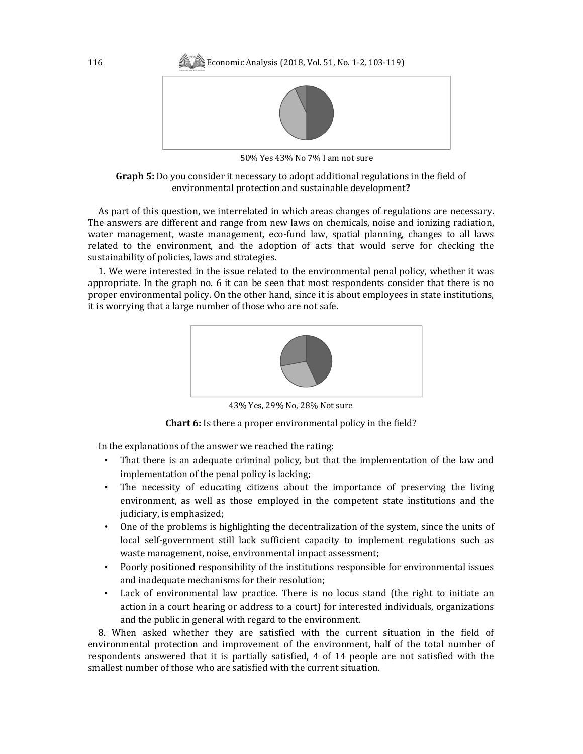50% Yes 43% No 7% I am not sure

**Graph 5:** Do you consider it necessary to adopt additional regulations in the field of environmental protection and sustainable development**?**

As part of this question, we interrelated in which areas changes of regulations are necessary. The answers are different and range from new laws on chemicals, noise and ionizing radiation, water management, waste management, eco-fund law, spatial planning, changes to all laws related to the environment, and the adoption of acts that would serve for checking the sustainability of policies, laws and strategies.

1. We were interested in the issue related to the environmental penal policy, whether it was appropriate. In the graph no. 6 it can be seen that most respondents consider that there is no proper environmental policy. On the other hand, since it is about employees in state institutions, it is worrying that a large number of those who are not safe.

43% Yes, 29% No, 28% Not sure

**Chart 6:** Is there a proper environmental policy in the field?

In the explanations of the answer we reached the rating:

- That there is an adequate criminal policy, but that the implementation of the law and implementation of the penal policy is lacking;
- The necessity of educating citizens about the importance of preserving the living environment, as well as those employed in the competent state institutions and the judiciary, is emphasized;
- One of the problems is highlighting the decentralization of the system, since the units of local self-government still lack sufficient capacity to implement regulations such as waste management, noise, environmental impact assessment;
- Poorly positioned responsibility of the institutions responsible for environmental issues and inadequate mechanisms for their resolution;
- Lack of environmental law practice. There is no locus stand (the right to initiate an action in a court hearing or address to a court) for interested individuals, organizations and the public in general with regard to the environment.

8. When asked whether they are satisfied with the current situation in the field of environmental protection and improvement of the environment, half of the total number of respondents answered that it is partially satisfied, 4 of 14 people are not satisfied with the smallest number of those who are satisfied with the current situation.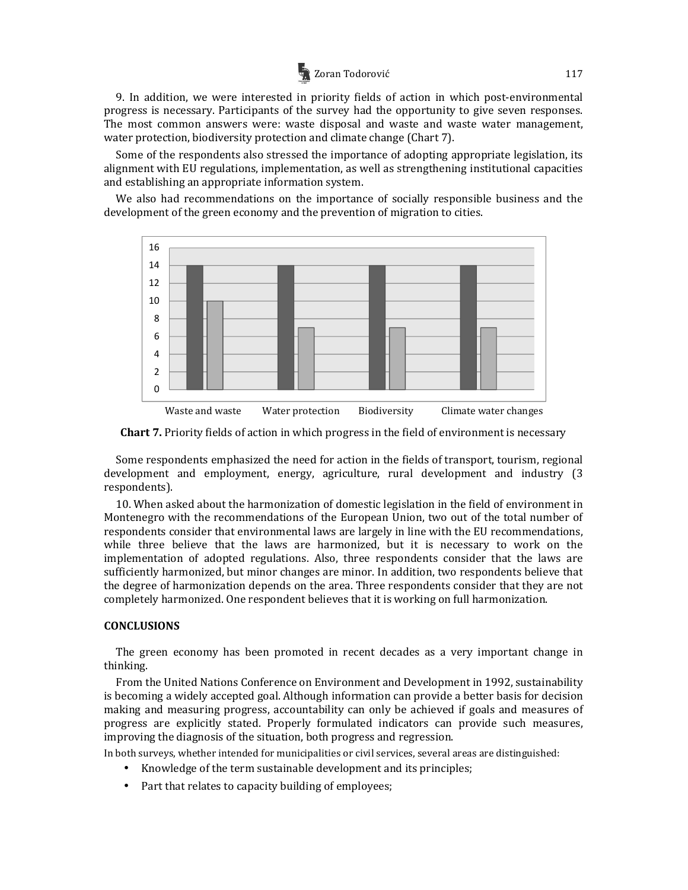9. In addition, we were interested in priority fields of action in which post-environmental progress is necessary. Participants of the survey had the opportunity to give seven responses. The most common answers were: waste disposal and waste and waste water management, water protection, biodiversity protection and climate change (Chart 7).

Some of the respondents also stressed the importance of adopting appropriate legislation, its alignment with EU regulations, implementation, as well as strengthening institutional capacities and establishing an appropriate information system.

We also had recommendations on the importance of socially responsible business and the development of the green economy and the prevention of migration to cities.

| | Series 1 | Series 2 |
|---|---|---|
| Waste and waste | 14 | 10 |
| Water protection | 14 | 7 |
| Biodiversity | 14 | 7 |
| Climate water changes | 14 | 7 |

**Chart 7.** Priority fields of action in which progress in the field of environment is necessary

Some respondents emphasized the need for action in the fields of transport, tourism, regional development and employment, energy, agriculture, rural development and industry (3 respondents).

10. When asked about the harmonization of domestic legislation in the field of environment in Montenegro with the recommendations of the European Union, two out of the total number of respondents consider that environmental laws are largely in line with the EU recommendations, while three believe that the laws are harmonized, but it is necessary to work on the implementation of adopted regulations. Also, three respondents consider that the laws are sufficiently harmonized, but minor changes are minor. In addition, two respondents believe that the degree of harmonization depends on the area. Three respondents consider that they are not completely harmonized. One respondent believes that it is working on full harmonization.

## CONCLUSIONS

The green economy has been promoted in recent decades as a very important change in thinking.

From the United Nations Conference on Environment and Development in 1992, sustainability is becoming a widely accepted goal. Although information can provide a better basis for decision making and measuring progress, accountability can only be achieved if goals and measures of progress are explicitly stated. Properly formulated indicators can provide such measures, improving the diagnosis of the situation, both progress and regression.

In both surveys, whether intended for municipalities or civil services, several areas are distinguished:

- Knowledge of the term sustainable development and its principles;
- Part that relates to capacity building of employees;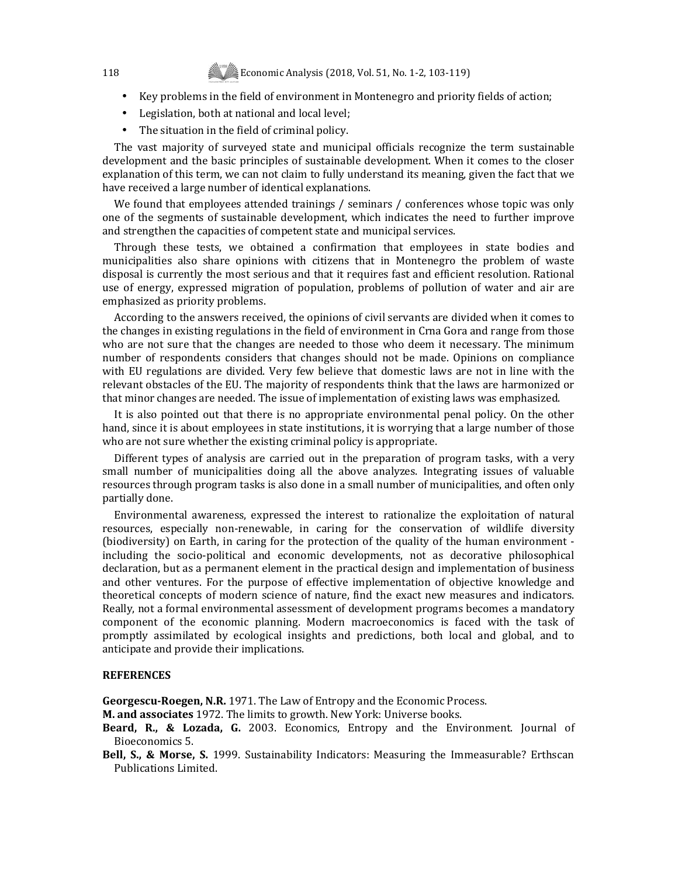- Key problems in the field of environment in Montenegro and priority fields of action;
- Legislation, both at national and local level;
- The situation in the field of criminal policy.

The vast majority of surveyed state and municipal officials recognize the term sustainable development and the basic principles of sustainable development. When it comes to the closer explanation of this term, we can not claim to fully understand its meaning, given the fact that we have received a large number of identical explanations.

We found that employees attended trainings / seminars / conferences whose topic was only one of the segments of sustainable development, which indicates the need to further improve and strengthen the capacities of competent state and municipal services.

Through these tests, we obtained a confirmation that employees in state bodies and municipalities also share opinions with citizens that in Montenegro the problem of waste disposal is currently the most serious and that it requires fast and efficient resolution. Rational use of energy, expressed migration of population, problems of pollution of water and air are emphasized as priority problems.

According to the answers received, the opinions of civil servants are divided when it comes to the changes in existing regulations in the field of environment in Crna Gora and range from those who are not sure that the changes are needed to those who deem it necessary. The minimum number of respondents considers that changes should not be made. Opinions on compliance with EU regulations are divided. Very few believe that domestic laws are not in line with the relevant obstacles of the EU. The majority of respondents think that the laws are harmonized or that minor changes are needed. The issue of implementation of existing laws was emphasized.

It is also pointed out that there is no appropriate environmental penal policy. On the other hand, since it is about employees in state institutions, it is worrying that a large number of those who are not sure whether the existing criminal policy is appropriate.

Different types of analysis are carried out in the preparation of program tasks, with a very small number of municipalities doing all the above analyzes. Integrating issues of valuable resources through program tasks is also done in a small number of municipalities, and often only partially done.

Environmental awareness, expressed the interest to rationalize the exploitation of natural resources, especially non-renewable, in caring for the conservation of wildlife diversity (biodiversity) on Earth, in caring for the protection of the quality of the human environment - including the socio-political and economic developments, not as decorative philosophical declaration, but as a permanent element in the practical design and implementation of business and other ventures. For the purpose of effective implementation of objective knowledge and theoretical concepts of modern science of nature, find the exact new measures and indicators. Really, not a formal environmental assessment of development programs becomes a mandatory component of the economic planning. Modern macroeconomics is faced with the task of promptly assimilated by ecological insights and predictions, both local and global, and to anticipate and provide their implications.

## REFERENCES

**Georgescu-Roegen, N.R.** 1971. The Law of Entropy and the Economic Process.

**M. and associates** 1972. The limits to growth. New York: Universe books.

**Beard, R., & Lozada, G.** 2003. Economics, Entropy and the Environment. Journal of Bioeconomics 5.

**Bell, S., & Morse, S.** 1999. Sustainability Indicators: Measuring the Immeasurable? Erthscan Publications Limited.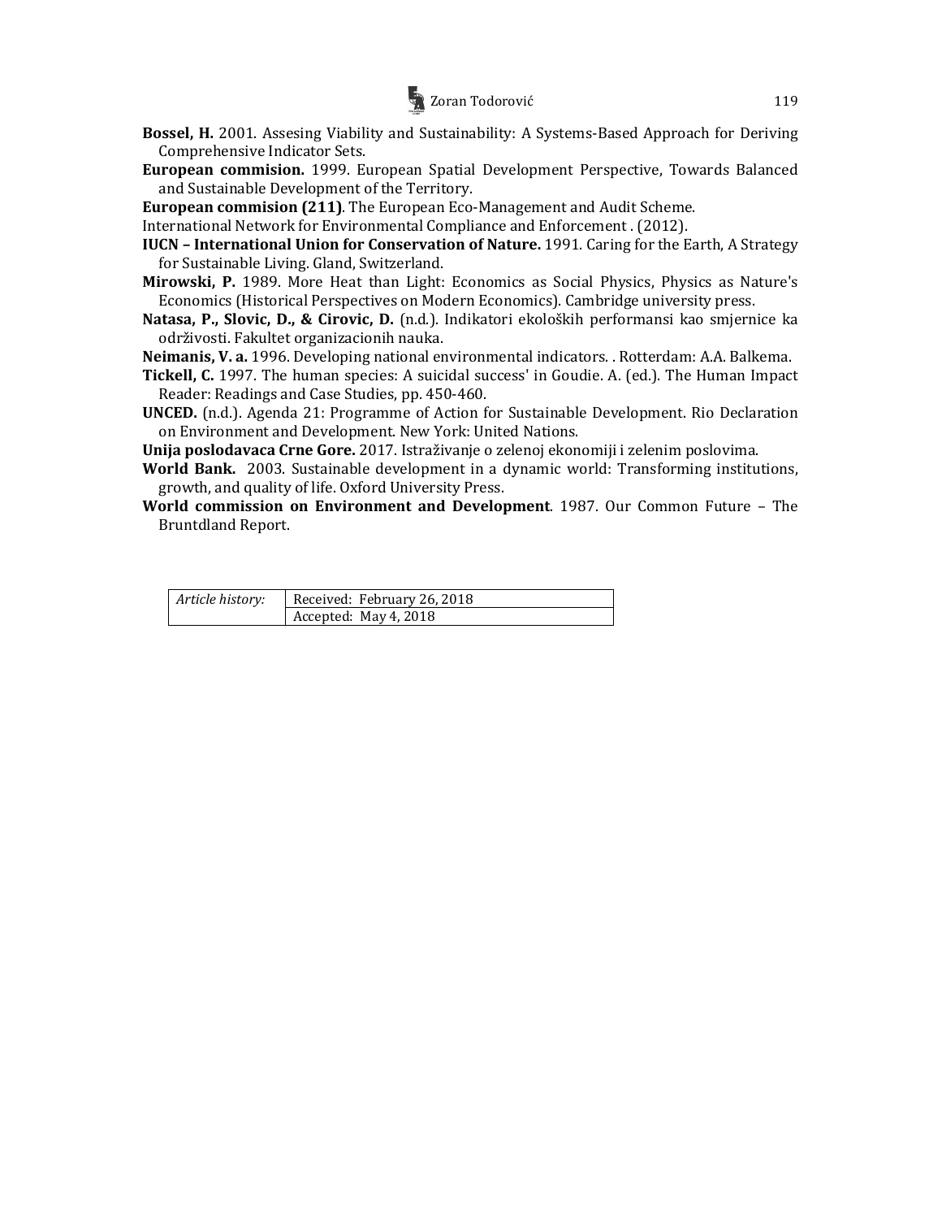**Bossel, H.** 2001. Assesing Viability and Sustainability: A Systems-Based Approach for Deriving Comprehensive Indicator Sets.

**European commision.** 1999. European Spatial Development Perspective, Towards Balanced and Sustainable Development of the Territory.

**European commision (211)**. The European Eco-Management and Audit Scheme.

International Network for Environmental Compliance and Enforcement . (2012).

**IUCN – International Union for Conservation of Nature.** 1991. Caring for the Earth, A Strategy for Sustainable Living. Gland, Switzerland.

**Mirowski, P.** 1989. More Heat than Light: Economics as Social Physics, Physics as Nature's Economics (Historical Perspectives on Modern Economics). Cambridge university press.

**Natasa, P., Slovic, D., & Cirovic, D.** (n.d.). Indikatori ekoloških performansi kao smjernice ka održivosti. Fakultet organizacionih nauka.

**Neimanis, V. a.** 1996. Developing national environmental indicators. . Rotterdam: A.A. Balkema.

**Tickell, C.** 1997. The human species: A suicidal success' in Goudie. A. (ed.). The Human Impact Reader: Readings and Case Studies, pp. 450-460.

**UNCED.** (n.d.). Agenda 21: Programme of Action for Sustainable Development. Rio Declaration on Environment and Development. New York: United Nations.

**Unija poslodavaca Crne Gore.** 2017. Istraživanje o zelenoj ekonomiji i zelenim poslovima.

**World Bank.** 2003. Sustainable development in a dynamic world: Transforming institutions, growth, and quality of life. Oxford University Press.

**World commission on Environment and Development**. 1987. Our Common Future – The Bruntdland Report.

| | |
|---|---|
| *Article history:* | Received: February 26, 2018 |
| | Accepted: May 4, 2018 |